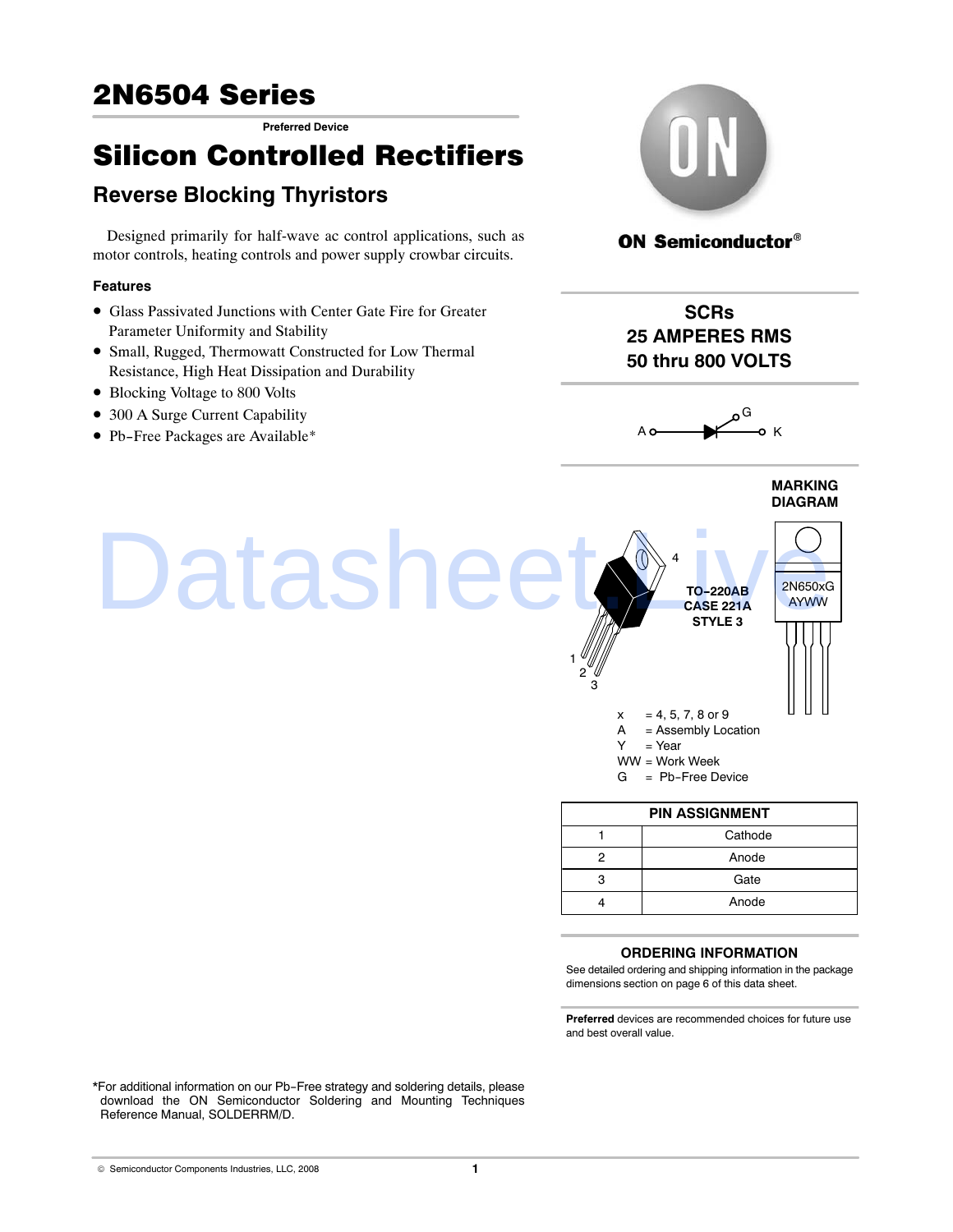# 2N6504 Series

**Preferred Device**

# Silicon Controlled Rectifiers

## Reverse Blocking Thyristors

Designed primarily for half-wave ac control applications, such as motor controls, heating controls and power supply crowbar circuits.

### Features

- Glass Passivated Junctions with Center Gate Fire for Greater Parameter Uniformity and Stability
- Small, Rugged, Thermowatt Constructed for Low Thermal Resistance, High Heat Dissipation and Durability
- Blocking Voltage to 800 Volts
- 300 A Surge Current Capability
- Pb-Free Packages are Available*

**ON Semiconductor®**

**SCRs**
**25 AMPERES RMS**
**50 thru 800 VOLTS**

A — K, G

**TO-220AB**
**CASE 221A**
**STYLE 3**

**MARKING DIAGRAM**

2N650xG
AYWW

x = 4, 5, 7, 8 or 9
A = Assembly Location
Y = Year
WW = Work Week
G = Pb-Free Device

| PIN ASSIGNMENT | |
|---|---|
| 1 | Cathode |
| 2 | Anode |
| 3 | Gate |
| 4 | Anode |

### ORDERING INFORMATION

See detailed ordering and shipping information in the package dimensions section on page 6 of this data sheet.

**Preferred** devices are recommended choices for future use and best overall value.

*For additional information on our Pb-Free strategy and soldering details, please download the ON Semiconductor Soldering and Mounting Techniques Reference Manual, SOLDERRM/D.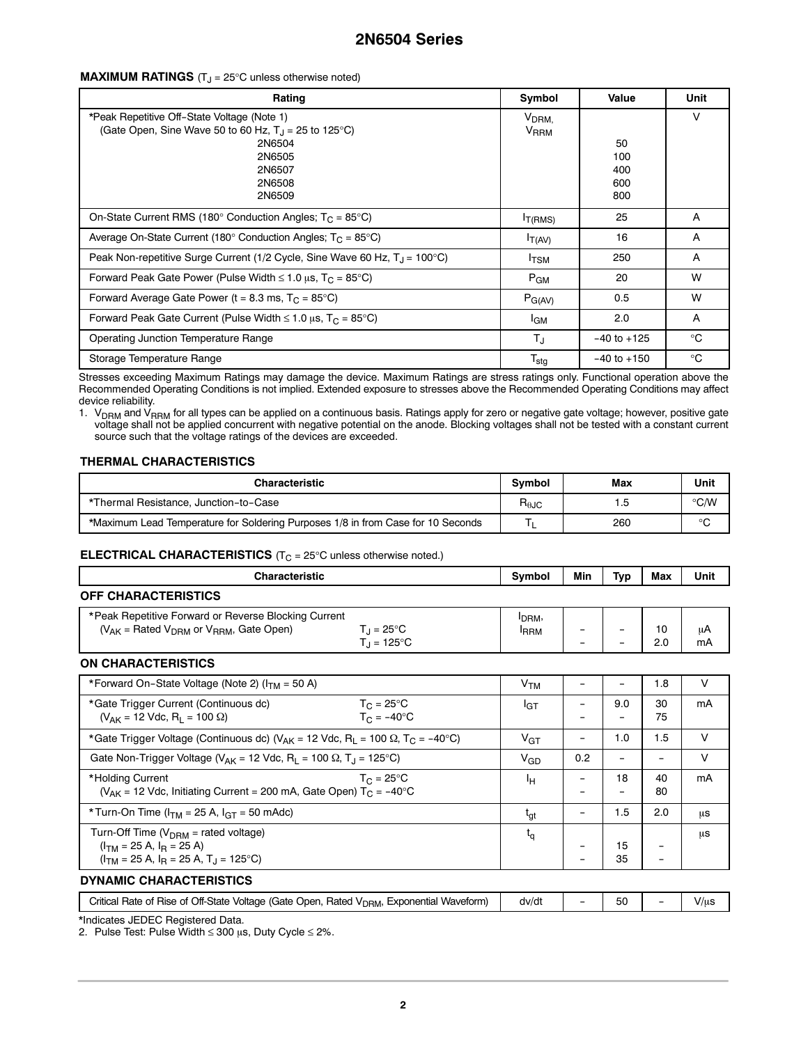## MAXIMUM RATINGS ($T_J$ = 25°C unless otherwise noted)

| Rating | Symbol | Value | Unit |
|---|---|---|---|
| *Peak Repetitive Off-State Voltage (Note 1)<br>(Gate Open, Sine Wave 50 to 60 Hz, $T_J$ = 25 to 125°C)<br>2N6504<br>2N6505<br>2N6507<br>2N6508<br>2N6509 | $V_{DRM}$,<br>$V_{RRM}$ | <br><br>50<br>100<br>400<br>600<br>800 | V |
| On-State Current RMS (180° Conduction Angles; $T_C$ = 85°C) | $I_{T(RMS)}$ | 25 | A |
| Average On-State Current (180° Conduction Angles; $T_C$ = 85°C) | $I_{T(AV)}$ | 16 | A |
| Peak Non-repetitive Surge Current (1/2 Cycle, Sine Wave 60 Hz, $T_J$ = 100°C) | $I_{TSM}$ | 250 | A |
| Forward Peak Gate Power (Pulse Width ≤ 1.0 μs, $T_C$ = 85°C) | $P_{GM}$ | 20 | W |
| Forward Average Gate Power (t = 8.3 ms, $T_C$ = 85°C) | $P_{G(AV)}$ | 0.5 | W |
| Forward Peak Gate Current (Pulse Width ≤ 1.0 μs, $T_C$ = 85°C) | $I_{GM}$ | 2.0 | A |
| Operating Junction Temperature Range | $T_J$ | −40 to +125 | °C |
| Storage Temperature Range | $T_{stg}$ | −40 to +150 | °C |

Stresses exceeding Maximum Ratings may damage the device. Maximum Ratings are stress ratings only. Functional operation above the Recommended Operating Conditions is not implied. Extended exposure to stresses above the Recommended Operating Conditions may affect device reliability.

1. $V_{DRM}$ and $V_{RRM}$ for all types can be applied on a continuous basis. Ratings apply for zero or negative gate voltage; however, positive gate voltage shall not be applied concurrent with negative potential on the anode. Blocking voltages shall not be tested with a constant current source such that the voltage ratings of the devices are exceeded.

## THERMAL CHARACTERISTICS

| Characteristic | Symbol | Max | Unit |
|---|---|---|---|
| *Thermal Resistance, Junction−to−Case | $R_{\theta JC}$ | 1.5 | °C/W |
| *Maximum Lead Temperature for Soldering Purposes 1/8 in from Case for 10 Seconds | $T_L$ | 260 | °C |

## ELECTRICAL CHARACTERISTICS ($T_C$ = 25°C unless otherwise noted.)

| Characteristic | | Symbol | Min | Typ | Max | Unit |
|---|---|---|---|---|---|---|
| **OFF CHARACTERISTICS** | | | | | | |
| *Peak Repetitive Forward or Reverse Blocking Current<br>($V_{AK}$ = Rated $V_{DRM}$ or $V_{RRM}$, Gate Open) | <br>$T_J$ = 25°C<br>$T_J$ = 125°C | $I_{DRM}$,<br>$I_{RRM}$ | <br>–<br>– | <br>–<br>– | <br>10<br>2.0 | <br>μA<br>mA |
| **ON CHARACTERISTICS** | | | | | | |
| *Forward On−State Voltage (Note 2) ($I_{TM}$ = 50 A) | | $V_{TM}$ | – | – | 1.8 | V |
| *Gate Trigger Current (Continuous dc)<br>($V_{AK}$ = 12 Vdc, $R_L$ = 100 Ω) | $T_C$ = 25°C<br>$T_C$ = −40°C | $I_{GT}$ | –<br>– | 9.0<br>– | 30<br>75 | mA |
| *Gate Trigger Voltage (Continuous dc) ($V_{AK}$ = 12 Vdc, $R_L$ = 100 Ω, $T_C$ = −40°C) | | $V_{GT}$ | – | 1.0 | 1.5 | V |
| Gate Non-Trigger Voltage ($V_{AK}$ = 12 Vdc, $R_L$ = 100 Ω, $T_J$ = 125°C) | | $V_{GD}$ | 0.2 | – | – | V |
| *Holding Current<br>($V_{AK}$ = 12 Vdc, Initiating Current = 200 mA, Gate Open) | $T_C$ = 25°C<br>$T_C$ = −40°C | $I_H$ | –<br>– | 18<br>– | 40<br>80 | mA |
| *Turn-On Time ($I_{TM}$ = 25 A, $I_{GT}$ = 50 mAdc) | | $t_{gt}$ | – | 1.5 | 2.0 | μs |
| Turn-Off Time ($V_{DRM}$ = rated voltage)<br>($I_{TM}$ = 25 A, $I_R$ = 25 A)<br>($I_{TM}$ = 25 A, $I_R$ = 25 A, $T_J$ = 125°C) | | $t_q$ | <br>–<br>– | <br>15<br>35 | <br>–<br>– | μs |
| **DYNAMIC CHARACTERISTICS** | | | | | | |
| Critical Rate of Rise of Off-State Voltage (Gate Open, Rated $V_{DRM}$, Exponential Waveform) | | dv/dt | – | 50 | – | V/μs |

*Indicates JEDEC Registered Data.

2. Pulse Test: Pulse Width ≤ 300 μs, Duty Cycle ≤ 2%.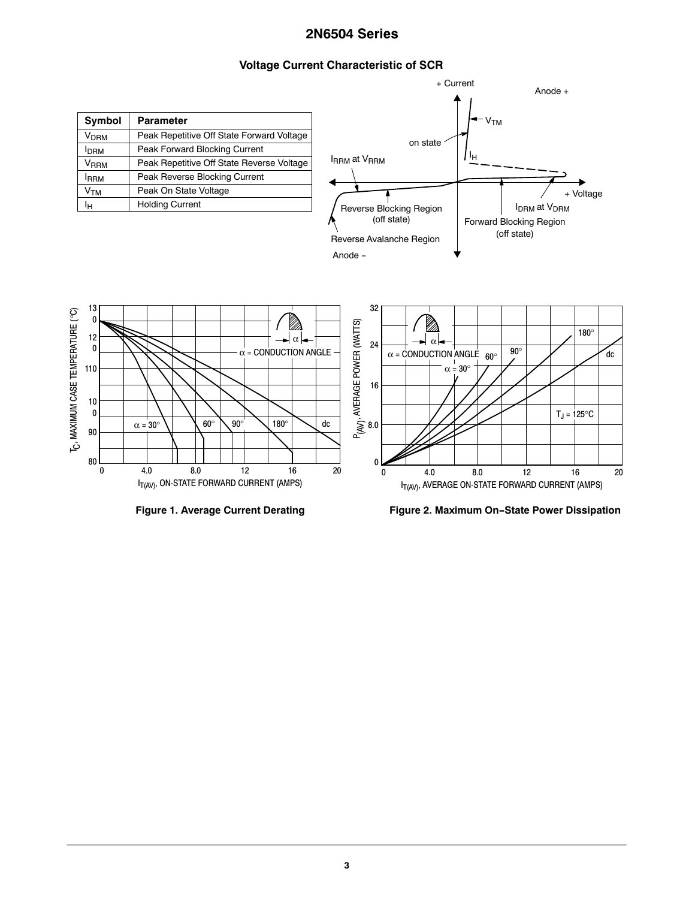### Voltage Current Characteristic of SCR

| Symbol | Parameter |
| --- | --- |
| $V_{DRM}$ | Peak Repetitive Off State Forward Voltage |
| $I_{DRM}$ | Peak Forward Blocking Current |
| $V_{RRM}$ | Peak Repetitive Off State Reverse Voltage |
| $I_{RRM}$ | Peak Reverse Blocking Current |
| $V_{TM}$ | Peak On State Voltage |
| $I_H$ | Holding Current |

**Figure 1. Average Current Derating**

**Figure 2. Maximum On-State Power Dissipation**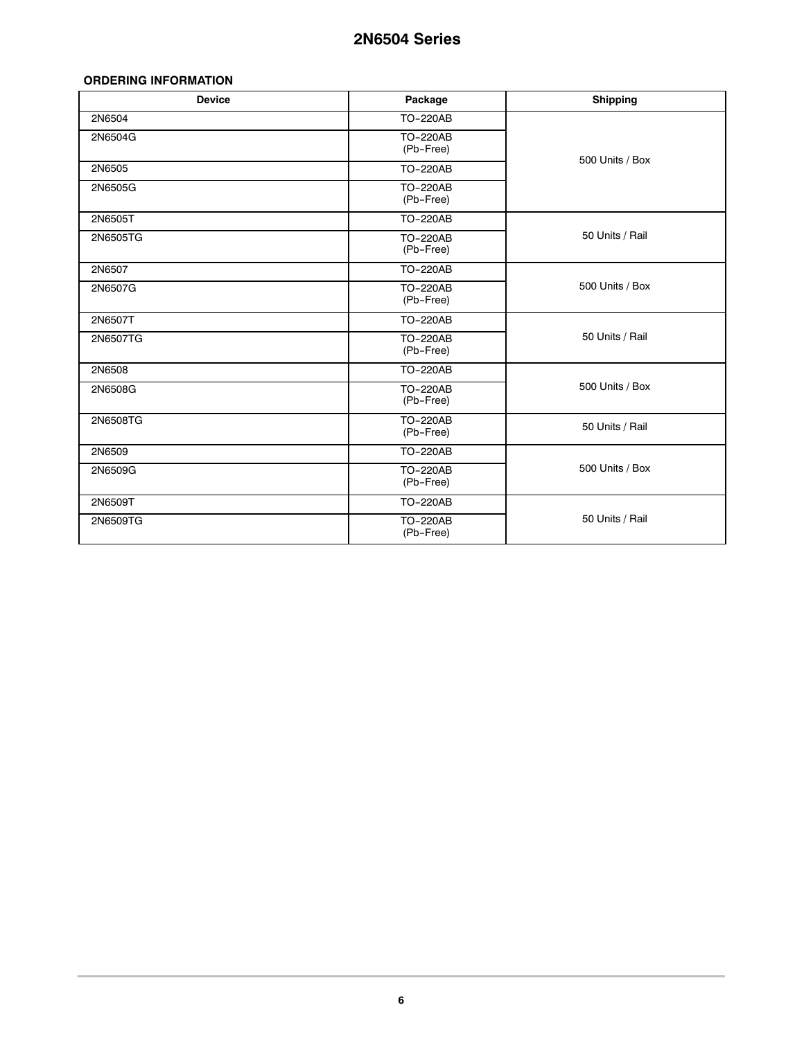### ORDERING INFORMATION

| Device | Package | Shipping |
|---|---|---|
| 2N6504 | TO−220AB | 500 Units / Box |
| 2N6504G | TO−220AB (Pb−Free) | |
| 2N6505 | TO−220AB | |
| 2N6505G | TO−220AB (Pb−Free) | |
| 2N6505T | TO−220AB | 50 Units / Rail |
| 2N6505TG | TO−220AB (Pb−Free) | |
| 2N6507 | TO−220AB | 500 Units / Box |
| 2N6507G | TO−220AB (Pb−Free) | |
| 2N6507T | TO−220AB | 50 Units / Rail |
| 2N6507TG | TO−220AB (Pb−Free) | |
| 2N6508 | TO−220AB | 500 Units / Box |
| 2N6508G | TO−220AB (Pb−Free) | |
| 2N6508TG | TO−220AB (Pb−Free) | 50 Units / Rail |
| 2N6509 | TO−220AB | 500 Units / Box |
| 2N6509G | TO−220AB (Pb−Free) | |
| 2N6509T | TO−220AB | 50 Units / Rail |
| 2N6509TG | TO−220AB (Pb−Free) | |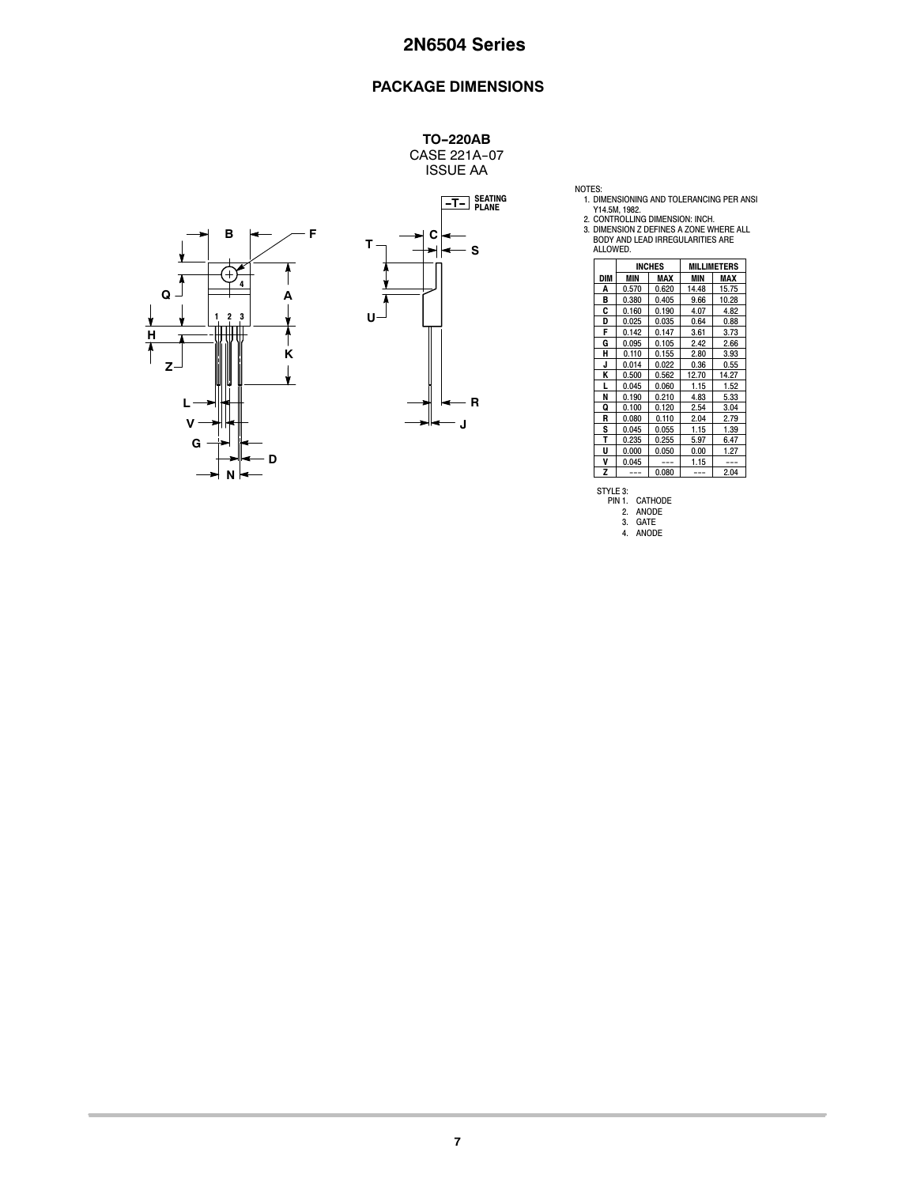## PACKAGE DIMENSIONS

**TO-220AB**
CASE 221A-07
ISSUE AA

NOTES:
1. DIMENSIONING AND TOLERANCING PER ANSI Y14.5M, 1982.
2. CONTROLLING DIMENSION: INCH.
3. DIMENSION Z DEFINES A ZONE WHERE ALL BODY AND LEAD IRREGULARITIES ARE ALLOWED.

| DIM | INCHES | | MILLIMETERS | |
|---|---|---|---|---|
| | MIN | MAX | MIN | MAX |
| A | 0.570 | 0.620 | 14.48 | 15.75 |
| B | 0.380 | 0.405 | 9.66 | 10.28 |
| C | 0.160 | 0.190 | 4.07 | 4.82 |
| D | 0.025 | 0.035 | 0.64 | 0.88 |
| F | 0.142 | 0.147 | 3.61 | 3.73 |
| G | 0.095 | 0.105 | 2.42 | 2.66 |
| H | 0.110 | 0.155 | 2.80 | 3.93 |
| J | 0.014 | 0.022 | 0.36 | 0.55 |
| K | 0.500 | 0.562 | 12.70 | 14.27 |
| L | 0.045 | 0.060 | 1.15 | 1.52 |
| N | 0.190 | 0.210 | 4.83 | 5.33 |
| Q | 0.100 | 0.120 | 2.54 | 3.04 |
| R | 0.080 | 0.110 | 2.04 | 2.79 |
| S | 0.045 | 0.055 | 1.15 | 1.39 |
| T | 0.235 | 0.255 | 5.97 | 6.47 |
| U | 0.000 | 0.050 | 0.00 | 1.27 |
| V | 0.045 | --- | 1.15 | --- |
| Z | --- | 0.080 | --- | 2.04 |

STYLE 3:
PIN 1. CATHODE
2. ANODE
3. GATE
4. ANODE

SEATING PLANE
-T-
B
F
Q
A
H
Z
K
L
V
G
D
N
1 2 3
4
T
C
S
U
R
J